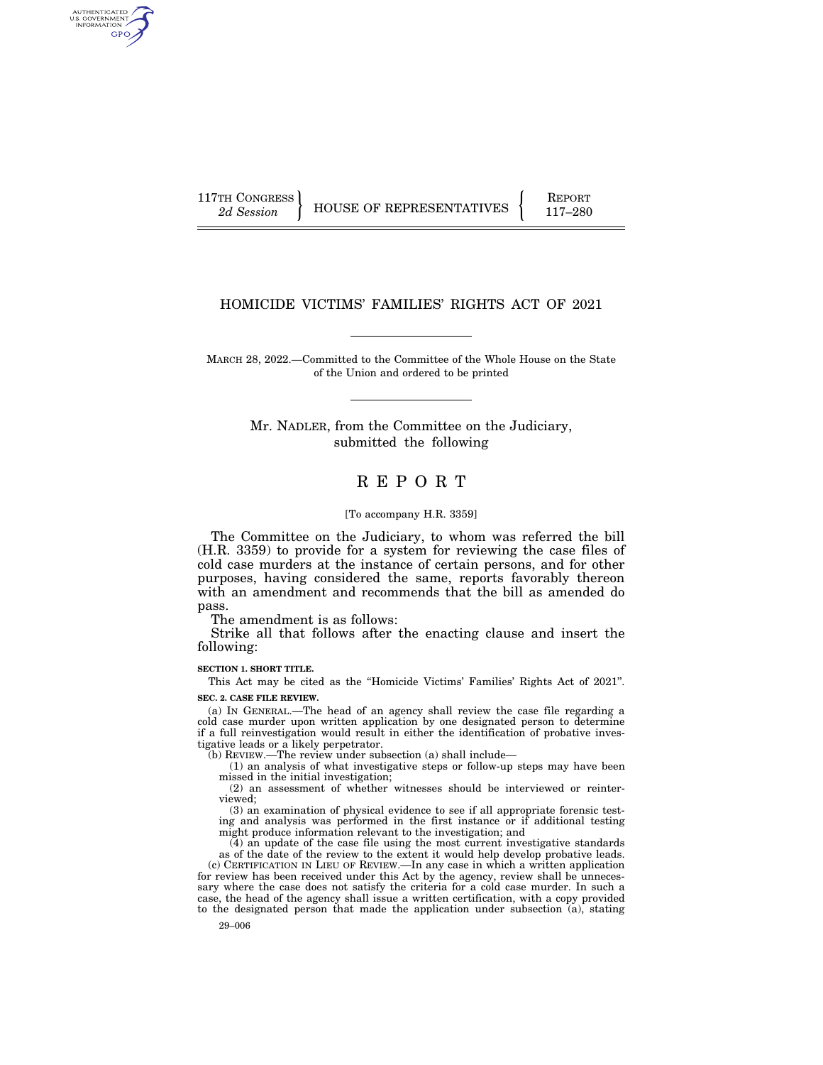117TH CONGRESS
*2d Session*

HOUSE OF REPRESENTATIVES

REPORT
117–280

# HOMICIDE VICTIMS' FAMILIES' RIGHTS ACT OF 2021

MARCH 28, 2022.—Committed to the Committee of the Whole House on the State of the Union and ordered to be printed

Mr. NADLER, from the Committee on the Judiciary, submitted the following

# R E P O R T

[To accompany H.R. 3359]

The Committee on the Judiciary, to whom was referred the bill (H.R. 3359) to provide for a system for reviewing the case files of cold case murders at the instance of certain persons, and for other purposes, having considered the same, reports favorably thereon with an amendment and recommends that the bill as amended do pass.

The amendment is as follows:

Strike all that follows after the enacting clause and insert the following:

**SECTION 1. SHORT TITLE.**

This Act may be cited as the "Homicide Victims' Families' Rights Act of 2021".

**SEC. 2. CASE FILE REVIEW.**

(a) IN GENERAL.—The head of an agency shall review the case file regarding a cold case murder upon written application by one designated person to determine if a full reinvestigation would result in either the identification of probative investigative leads or a likely perpetrator.

(b) REVIEW.—The review under subsection (a) shall include—

(1) an analysis of what investigative steps or follow-up steps may have been missed in the initial investigation;

(2) an assessment of whether witnesses should be interviewed or reinterviewed;

(3) an examination of physical evidence to see if all appropriate forensic testing and analysis was performed in the first instance or if additional testing might produce information relevant to the investigation; and

(4) an update of the case file using the most current investigative standards as of the date of the review to the extent it would help develop probative leads.

(c) CERTIFICATION IN LIEU OF REVIEW.—In any case in which a written application for review has been received under this Act by the agency, review shall be unnecessary where the case does not satisfy the criteria for a cold case murder. In such a case, the head of the agency shall issue a written certification, with a copy provided to the designated person that made the application under subsection (a), stating

29–006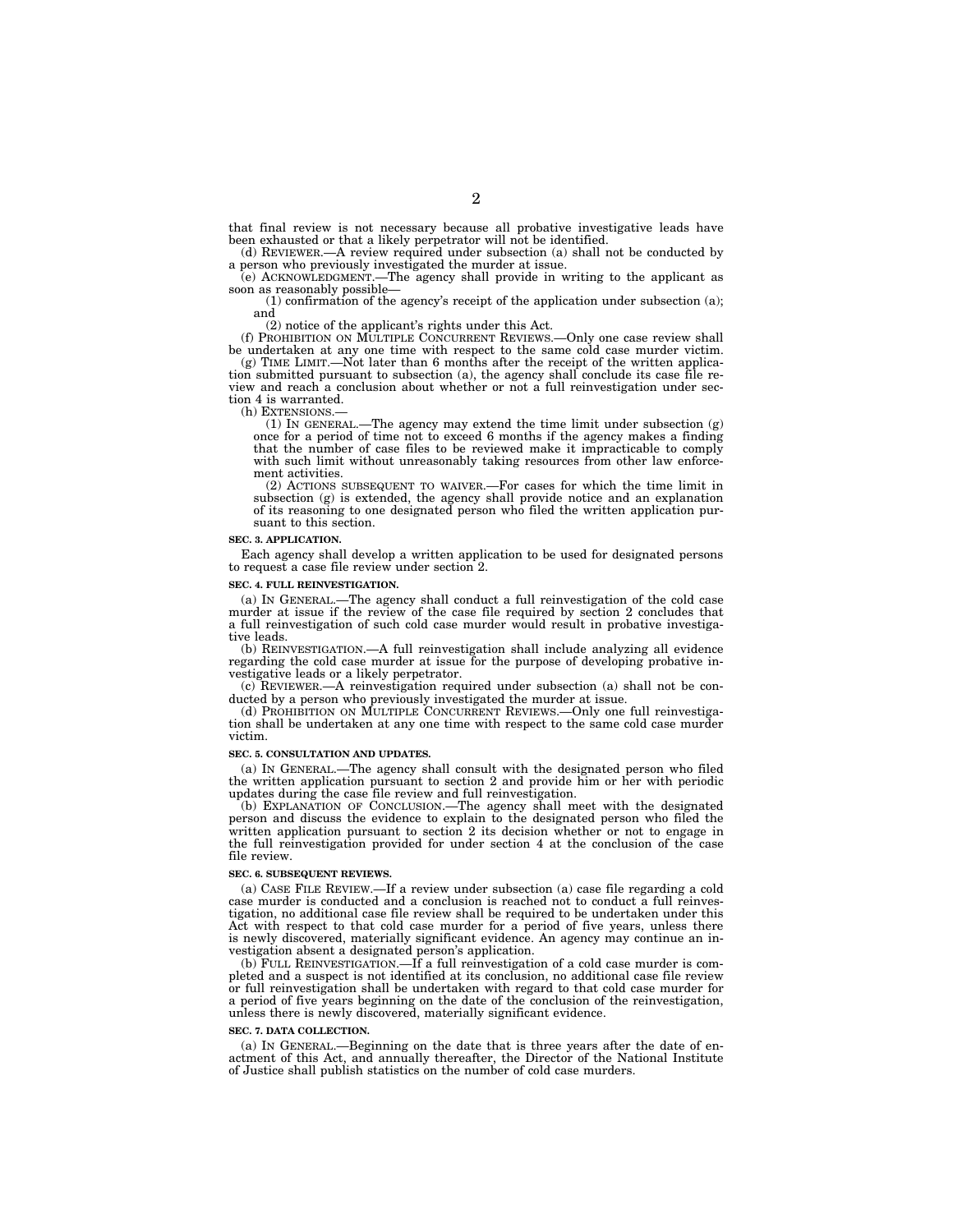that final review is not necessary because all probative investigative leads have been exhausted or that a likely perpetrator will not be identified.

(d) REVIEWER.—A review required under subsection (a) shall not be conducted by a person who previously investigated the murder at issue.

(e) ACKNOWLEDGMENT.—The agency shall provide in writing to the applicant as soon as reasonably possible—

(1) confirmation of the agency's receipt of the application under subsection (a); and

(2) notice of the applicant's rights under this Act.

(f) PROHIBITION ON MULTIPLE CONCURRENT REVIEWS.—Only one case review shall be undertaken at any one time with respect to the same cold case murder victim.

(g) TIME LIMIT.—Not later than 6 months after the receipt of the written application submitted pursuant to subsection (a), the agency shall conclude its case file review and reach a conclusion about whether or not a full reinvestigation under section 4 is warranted.

(h) EXTENSIONS.—

(1) IN GENERAL.—The agency may extend the time limit under subsection (g) once for a period of time not to exceed 6 months if the agency makes a finding that the number of case files to be reviewed make it impracticable to comply with such limit without unreasonably taking resources from other law enforcement activities.

(2) ACTIONS SUBSEQUENT TO WAIVER.—For cases for which the time limit in subsection (g) is extended, the agency shall provide notice and an explanation of its reasoning to one designated person who filed the written application pursuant to this section.

**SEC. 3. APPLICATION.**

Each agency shall develop a written application to be used for designated persons to request a case file review under section 2.

**SEC. 4. FULL REINVESTIGATION.**

(a) IN GENERAL.—The agency shall conduct a full reinvestigation of the cold case murder at issue if the review of the case file required by section 2 concludes that a full reinvestigation of such cold case murder would result in probative investigative leads.

(b) REINVESTIGATION.—A full reinvestigation shall include analyzing all evidence regarding the cold case murder at issue for the purpose of developing probative investigative leads or a likely perpetrator.

(c) REVIEWER.—A reinvestigation required under subsection (a) shall not be conducted by a person who previously investigated the murder at issue.

(d) PROHIBITION ON MULTIPLE CONCURRENT REVIEWS.—Only one full reinvestigation shall be undertaken at any one time with respect to the same cold case murder victim.

**SEC. 5. CONSULTATION AND UPDATES.**

(a) IN GENERAL.—The agency shall consult with the designated person who filed the written application pursuant to section 2 and provide him or her with periodic updates during the case file review and full reinvestigation.

(b) EXPLANATION OF CONCLUSION.—The agency shall meet with the designated person and discuss the evidence to explain to the designated person who filed the written application pursuant to section 2 its decision whether or not to engage in the full reinvestigation provided for under section 4 at the conclusion of the case file review.

**SEC. 6. SUBSEQUENT REVIEWS.**

(a) CASE FILE REVIEW.—If a review under subsection (a) case file regarding a cold case murder is conducted and a conclusion is reached not to conduct a full reinvestigation, no additional case file review shall be required to be undertaken under this Act with respect to that cold case murder for a period of five years, unless there is newly discovered, materially significant evidence. An agency may continue an investigation absent a designated person's application.

(b) FULL REINVESTIGATION.—If a full reinvestigation of a cold case murder is completed and a suspect is not identified at its conclusion, no additional case file review or full reinvestigation shall be undertaken with regard to that cold case murder for a period of five years beginning on the date of the conclusion of the reinvestigation, unless there is newly discovered, materially significant evidence.

**SEC. 7. DATA COLLECTION.**

(a) IN GENERAL.—Beginning on the date that is three years after the date of enactment of this Act, and annually thereafter, the Director of the National Institute of Justice shall publish statistics on the number of cold case murders.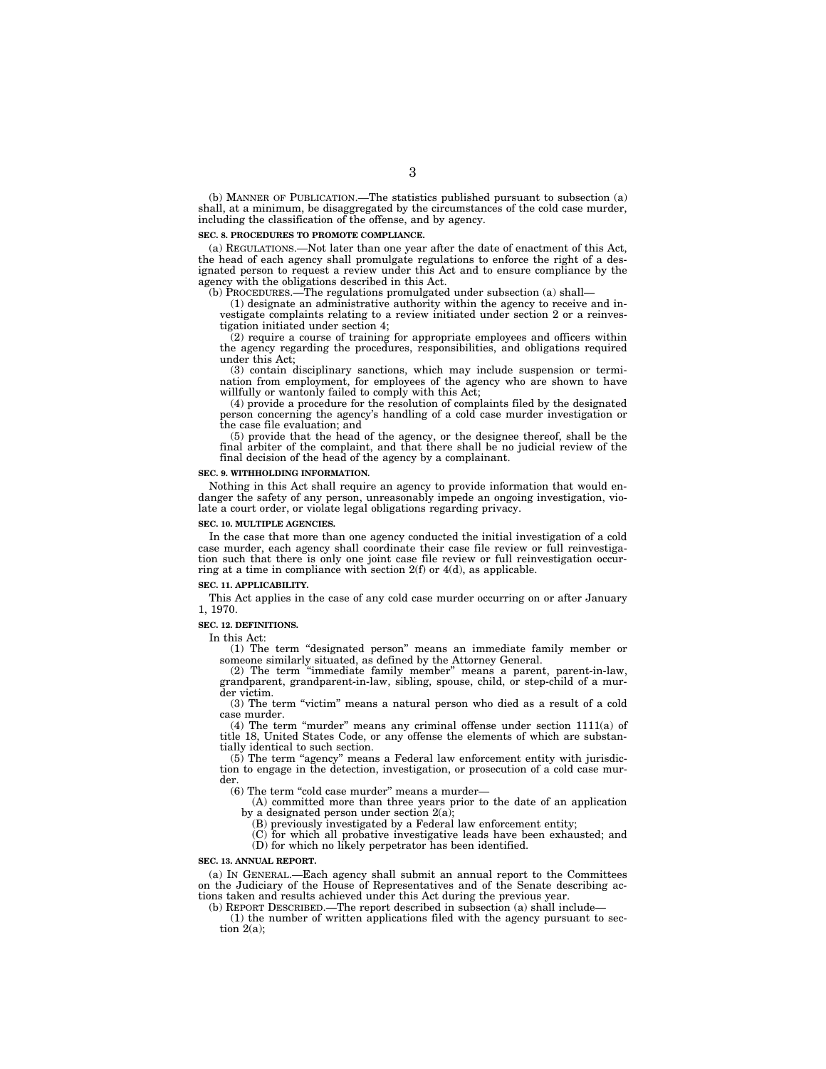(b) MANNER OF PUBLICATION.—The statistics published pursuant to subsection (a) shall, at a minimum, be disaggregated by the circumstances of the cold case murder, including the classification of the offense, and by agency.

**SEC. 8. PROCEDURES TO PROMOTE COMPLIANCE.**

(a) REGULATIONS.—Not later than one year after the date of enactment of this Act, the head of each agency shall promulgate regulations to enforce the right of a designated person to request a review under this Act and to ensure compliance by the agency with the obligations described in this Act.

(b) PROCEDURES.—The regulations promulgated under subsection (a) shall—

(1) designate an administrative authority within the agency to receive and investigate complaints relating to a review initiated under section 2 or a reinvestigation initiated under section 4;

(2) require a course of training for appropriate employees and officers within the agency regarding the procedures, responsibilities, and obligations required under this Act;

(3) contain disciplinary sanctions, which may include suspension or termination from employment, for employees of the agency who are shown to have willfully or wantonly failed to comply with this Act;

(4) provide a procedure for the resolution of complaints filed by the designated person concerning the agency's handling of a cold case murder investigation or the case file evaluation; and

(5) provide that the head of the agency, or the designee thereof, shall be the final arbiter of the complaint, and that there shall be no judicial review of the final decision of the head of the agency by a complainant.

**SEC. 9. WITHHOLDING INFORMATION.**

Nothing in this Act shall require an agency to provide information that would endanger the safety of any person, unreasonably impede an ongoing investigation, violate a court order, or violate legal obligations regarding privacy.

**SEC. 10. MULTIPLE AGENCIES.**

In the case that more than one agency conducted the initial investigation of a cold case murder, each agency shall coordinate their case file review or full reinvestigation such that there is only one joint case file review or full reinvestigation occurring at a time in compliance with section 2(f) or 4(d), as applicable.

**SEC. 11. APPLICABILITY.**

This Act applies in the case of any cold case murder occurring on or after January 1, 1970.

**SEC. 12. DEFINITIONS.**

In this Act:

(1) The term "designated person" means an immediate family member or someone similarly situated, as defined by the Attorney General.

(2) The term "immediate family member" means a parent, parent-in-law, grandparent, grandparent-in-law, sibling, spouse, child, or step-child of a murder victim.

(3) The term "victim" means a natural person who died as a result of a cold case murder.

(4) The term "murder" means any criminal offense under section 1111(a) of title 18, United States Code, or any offense the elements of which are substantially identical to such section.

(5) The term "agency" means a Federal law enforcement entity with jurisdiction to engage in the detection, investigation, or prosecution of a cold case murder.

(6) The term "cold case murder" means a murder—

(A) committed more than three years prior to the date of an application by a designated person under section 2(a);

(B) previously investigated by a Federal law enforcement entity;

(C) for which all probative investigative leads have been exhausted; and

(D) for which no likely perpetrator has been identified.

**SEC. 13. ANNUAL REPORT.**

(a) IN GENERAL.—Each agency shall submit an annual report to the Committees on the Judiciary of the House of Representatives and of the Senate describing actions taken and results achieved under this Act during the previous year.

(b) REPORT DESCRIBED.—The report described in subsection (a) shall include—

(1) the number of written applications filed with the agency pursuant to section 2(a);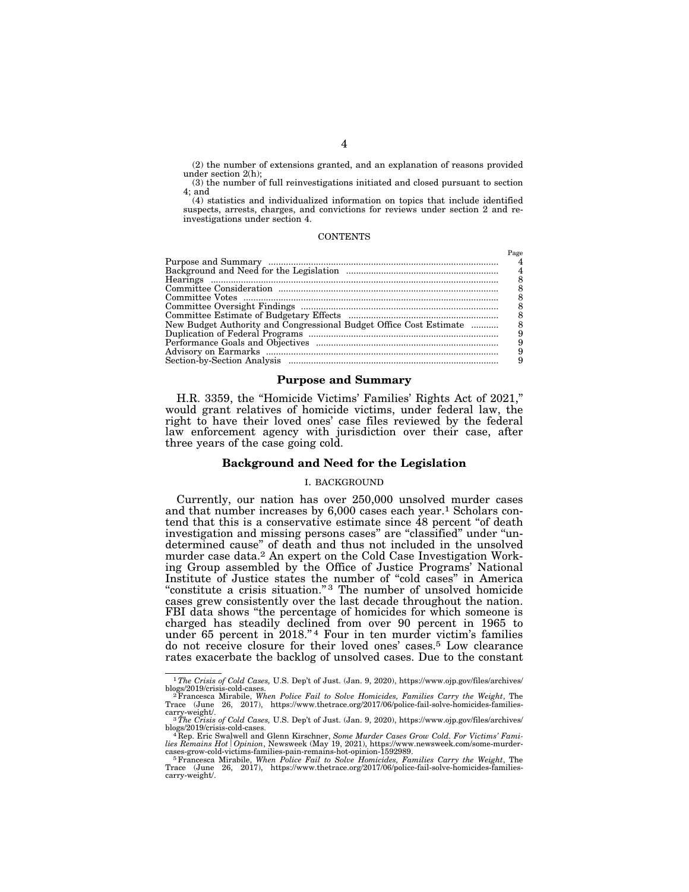(2) the number of extensions granted, and an explanation of reasons provided under section 2(h);

(3) the number of full reinvestigations initiated and closed pursuant to section 4; and

(4) statistics and individualized information on topics that include identified suspects, arrests, charges, and convictions for reviews under section 2 and reinvestigations under section 4.

CONTENTS

| | Page |
|---|---|
| Purpose and Summary | 4 |
| Background and Need for the Legislation | 4 |
| Hearings | 8 |
| Committee Consideration | 8 |
| Committee Votes | 8 |
| Committee Oversight Findings | 8 |
| Committee Estimate of Budgetary Effects | 8 |
| New Budget Authority and Congressional Budget Office Cost Estimate | 8 |
| Duplication of Federal Programs | 9 |
| Performance Goals and Objectives | 9 |
| Advisory on Earmarks | 9 |
| Section-by-Section Analysis | 9 |

## Purpose and Summary

H.R. 3359, the "Homicide Victims' Families' Rights Act of 2021," would grant relatives of homicide victims, under federal law, the right to have their loved ones' case files reviewed by the federal law enforcement agency with jurisdiction over their case, after three years of the case going cold.

## Background and Need for the Legislation

### I. BACKGROUND

Currently, our nation has over 250,000 unsolved murder cases and that number increases by 6,000 cases each year.[1] Scholars contend that this is a conservative estimate since 48 percent "of death investigation and missing persons cases" are "classified" under "undetermined cause" of death and thus not included in the unsolved murder case data.[2] An expert on the Cold Case Investigation Working Group assembled by the Office of Justice Programs' National Institute of Justice states the number of "cold cases" in America "constitute a crisis situation."[3] The number of unsolved homicide cases grew consistently over the last decade throughout the nation. FBI data shows "the percentage of homicides for which someone is charged has steadily declined from over 90 percent in 1965 to under 65 percent in 2018."[4] Four in ten murder victim's families do not receive closure for their loved ones' cases.[5] Low clearance rates exacerbate the backlog of unsolved cases. Due to the constant

---

[1] *The Crisis of Cold Cases,* U.S. Dep't of Just. (Jan. 9, 2020), https://www.ojp.gov/files/archives/blogs/2019/crisis-cold-cases.

[2] Francesca Mirabile, *When Police Fail to Solve Homicides, Families Carry the Weight*, The Trace (June 26, 2017), https://www.thetrace.org/2017/06/police-fail-solve-homicides-families-carry-weight/.

[3] *The Crisis of Cold Cases,* U.S. Dep't of Just. (Jan. 9, 2020), https://www.ojp.gov/files/archives/blogs/2019/crisis-cold-cases.

[4] Rep. Eric Swalwell and Glenn Kirschner, *Some Murder Cases Grow Cold. For Victims' Families Remains Hot | Opinion*, Newsweek (May 19, 2021), https://www.newsweek.com/some-murder-cases-grow-cold-victims-families-pain-remains-hot-opinion-1592989.

[5] Francesca Mirabile, *When Police Fail to Solve Homicides, Families Carry the Weight*, The Trace (June 26, 2017), https://www.thetrace.org/2017/06/police-fail-solve-homicides-families-carry-weight/.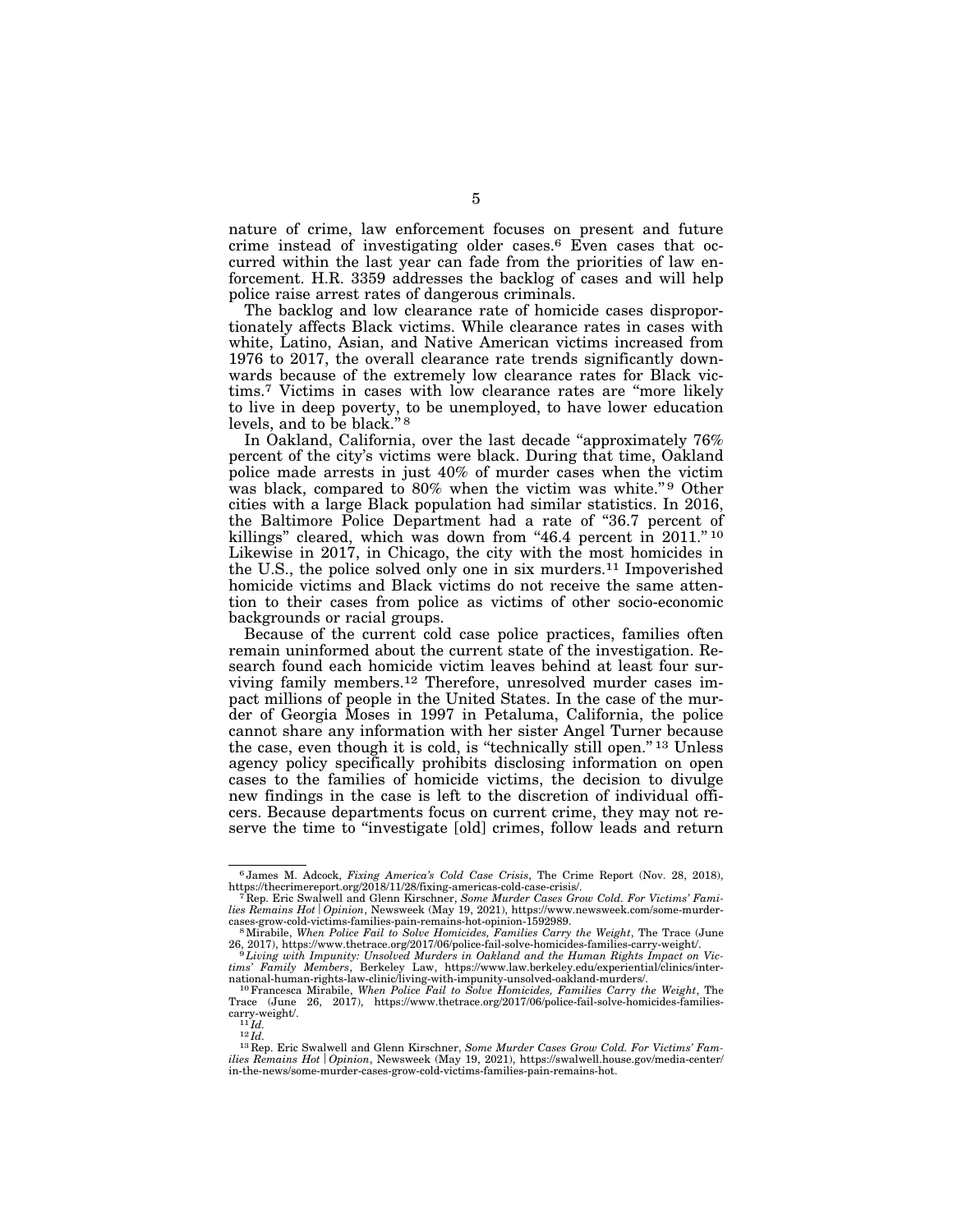nature of crime, law enforcement focuses on present and future crime instead of investigating older cases.[6] Even cases that occurred within the last year can fade from the priorities of law enforcement. H.R. 3359 addresses the backlog of cases and will help police raise arrest rates of dangerous criminals.

The backlog and low clearance rate of homicide cases disproportionately affects Black victims. While clearance rates in cases with white, Latino, Asian, and Native American victims increased from 1976 to 2017, the overall clearance rate trends significantly downwards because of the extremely low clearance rates for Black victims.[7] Victims in cases with low clearance rates are "more likely to live in deep poverty, to be unemployed, to have lower education levels, and to be black."[8]

In Oakland, California, over the last decade "approximately 76% percent of the city's victims were black. During that time, Oakland police made arrests in just 40% of murder cases when the victim was black, compared to 80% when the victim was white."[9] Other cities with a large Black population had similar statistics. In 2016, the Baltimore Police Department had a rate of "36.7 percent of killings" cleared, which was down from "46.4 percent in 2011."[10] Likewise in 2017, in Chicago, the city with the most homicides in the U.S., the police solved only one in six murders.[11] Impoverished homicide victims and Black victims do not receive the same attention to their cases from police as victims of other socio-economic backgrounds or racial groups.

Because of the current cold case police practices, families often remain uninformed about the current state of the investigation. Research found each homicide victim leaves behind at least four surviving family members.[12] Therefore, unresolved murder cases impact millions of people in the United States. In the case of the murder of Georgia Moses in 1997 in Petaluma, California, the police cannot share any information with her sister Angel Turner because the case, even though it is cold, is "technically still open."[13] Unless agency policy specifically prohibits disclosing information on open cases to the families of homicide victims, the decision to divulge new findings in the case is left to the discretion of individual officers. Because departments focus on current crime, they may not reserve the time to "investigate [old] crimes, follow leads and return

---

[6] James M. Adcock, *Fixing America's Cold Case Crisis*, The Crime Report (Nov. 28, 2018), https://thecrimereport.org/2018/11/28/fixing-americas-cold-case-crisis/.

[7] Rep. Eric Swalwell and Glenn Kirschner, *Some Murder Cases Grow Cold. For Victims' Families Remains Hot | Opinion*, Newsweek (May 19, 2021), https://www.newsweek.com/some-murder-cases-grow-cold-victims-families-pain-remains-hot-opinion-1592989.

[8] Mirabile, *When Police Fail to Solve Homicides, Families Carry the Weight*, The Trace (June 26, 2017), https://www.thetrace.org/2017/06/police-fail-solve-homicides-families-carry-weight/.

[9] *Living with Impunity: Unsolved Murders in Oakland and the Human Rights Impact on Victims' Family Members*, Berkeley Law, https://www.law.berkeley.edu/experiential/clinics/international-human-rights-law-clinic/living-with-impunity-unsolved-oakland-murders/.

[10] Francesca Mirabile, *When Police Fail to Solve Homicides, Families Carry the Weight*, The Trace (June 26, 2017), https://www.thetrace.org/2017/06/police-fail-solve-homicides-families-carry-weight/.

[11] *Id.*

[12] *Id.*

[13] Rep. Eric Swalwell and Glenn Kirschner, *Some Murder Cases Grow Cold. For Victims' Families Remains Hot | Opinion*, Newsweek (May 19, 2021), https://swalwell.house.gov/media-center/in-the-news/some-murder-cases-grow-cold-victims-families-pain-remains-hot.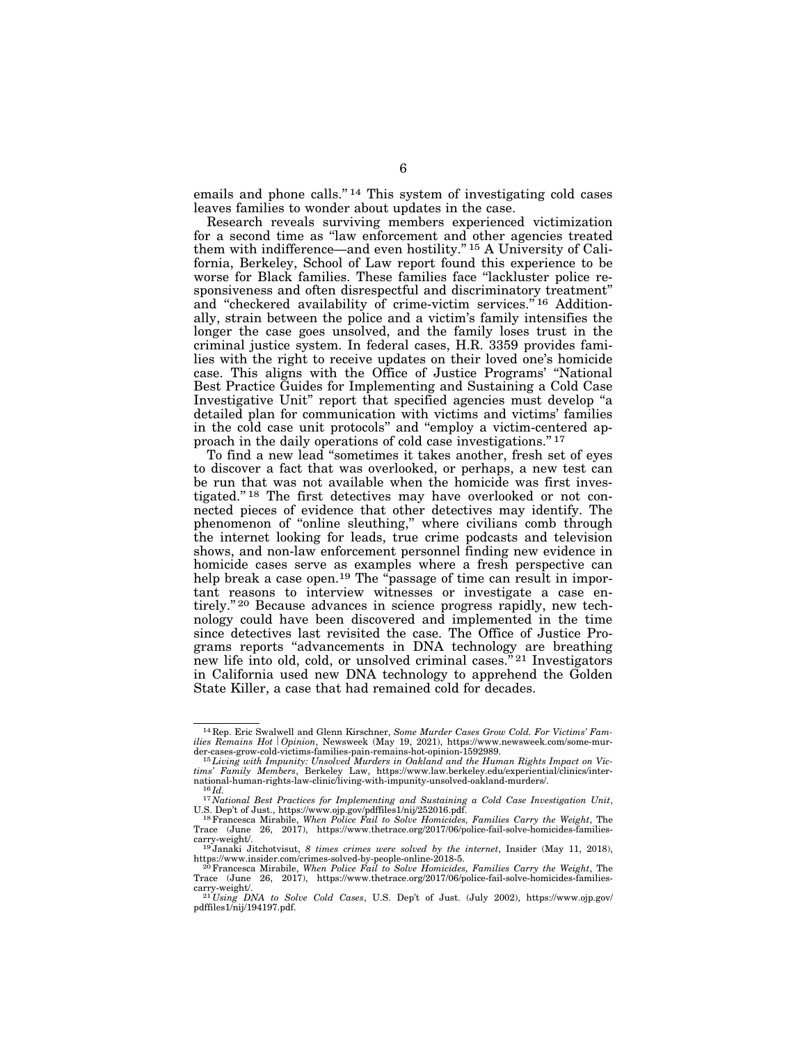emails and phone calls."[14] This system of investigating cold cases leaves families to wonder about updates in the case.

Research reveals surviving members experienced victimization for a second time as "law enforcement and other agencies treated them with indifference—and even hostility."[15] A University of California, Berkeley, School of Law report found this experience to be worse for Black families. These families face "lackluster police responsiveness and often disrespectful and discriminatory treatment" and "checkered availability of crime-victim services."[16] Additionally, strain between the police and a victim's family intensifies the longer the case goes unsolved, and the family loses trust in the criminal justice system. In federal cases, H.R. 3359 provides families with the right to receive updates on their loved one's homicide case. This aligns with the Office of Justice Programs' "National Best Practice Guides for Implementing and Sustaining a Cold Case Investigative Unit" report that specified agencies must develop "a detailed plan for communication with victims and victims' families in the cold case unit protocols" and "employ a victim-centered approach in the daily operations of cold case investigations."[17]

To find a new lead "sometimes it takes another, fresh set of eyes to discover a fact that was overlooked, or perhaps, a new test can be run that was not available when the homicide was first investigated."[18] The first detectives may have overlooked or not connected pieces of evidence that other detectives may identify. The phenomenon of "online sleuthing," where civilians comb through the internet looking for leads, true crime podcasts and television shows, and non-law enforcement personnel finding new evidence in homicide cases serve as examples where a fresh perspective can help break a case open.[19] The "passage of time can result in important reasons to interview witnesses or investigate a case entirely."[20] Because advances in science progress rapidly, new technology could have been discovered and implemented in the time since detectives last revisited the case. The Office of Justice Programs reports "advancements in DNA technology are breathing new life into old, cold, or unsolved criminal cases."[21] Investigators in California used new DNA technology to apprehend the Golden State Killer, a case that had remained cold for decades.

---

[14] Rep. Eric Swalwell and Glenn Kirschner, *Some Murder Cases Grow Cold. For Victims' Families Remains Hot | Opinion*, Newsweek (May 19, 2021), https://www.newsweek.com/some-murder-cases-grow-cold-victims-families-pain-remains-hot-opinion-1592989.

[15] *Living with Impunity: Unsolved Murders in Oakland and the Human Rights Impact on Victims' Family Members*, Berkeley Law, https://www.law.berkeley.edu/experiential/clinics/international-human-rights-law-clinic/living-with-impunity-unsolved-oakland-murders/.

[16] *Id.*

[17] *National Best Practices for Implementing and Sustaining a Cold Case Investigation Unit*, U.S. Dep't of Just., https://www.ojp.gov/pdffiles1/nij/252016.pdf.

[18] Francesca Mirabile, *When Police Fail to Solve Homicides, Families Carry the Weight*, The Trace (June 26, 2017), https://www.thetrace.org/2017/06/police-fail-solve-homicides-families-carry-weight/.

[19] Janaki Jitchotvisut, *8 times crimes were solved by the internet*, Insider (May 11, 2018), https://www.insider.com/crimes-solved-by-people-online-2018-5.

[20] Francesca Mirabile, *When Police Fail to Solve Homicides, Families Carry the Weight*, The Trace (June 26, 2017), https://www.thetrace.org/2017/06/police-fail-solve-homicides-families-carry-weight/.

[21] *Using DNA to Solve Cold Cases*, U.S. Dep't of Just. (July 2002), https://www.ojp.gov/pdffiles1/nij/194197.pdf.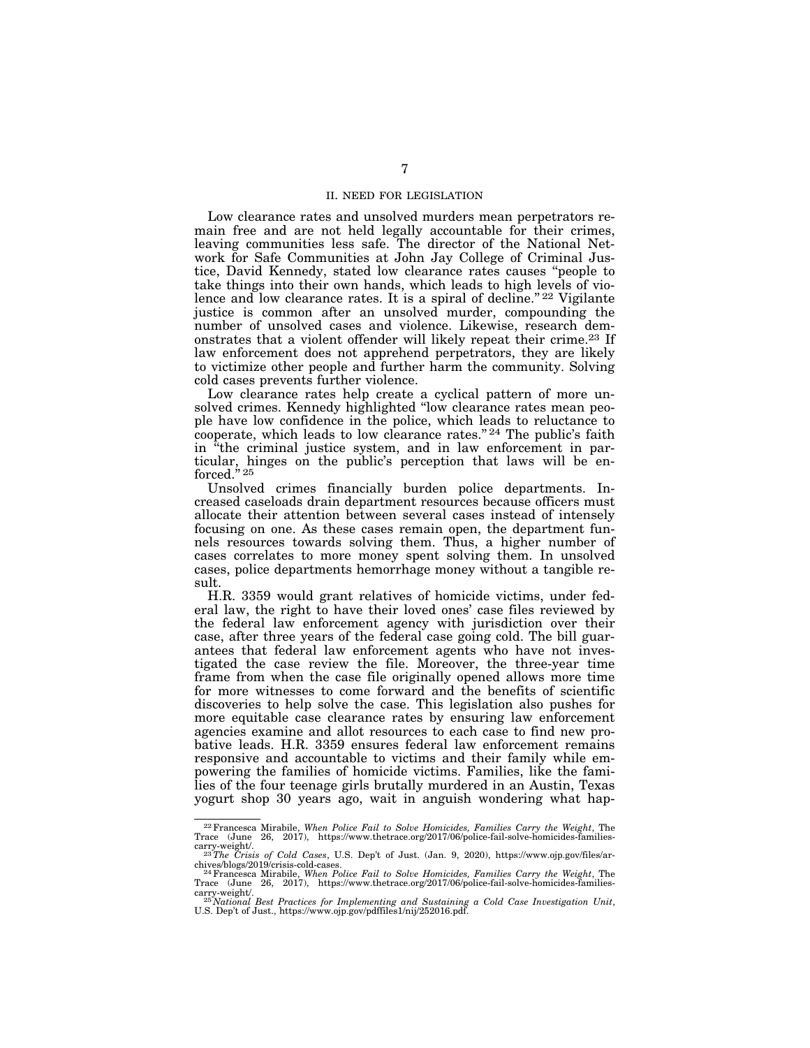## II. NEED FOR LEGISLATION

Low clearance rates and unsolved murders mean perpetrators remain free and are not held legally accountable for their crimes, leaving communities less safe. The director of the National Network for Safe Communities at John Jay College of Criminal Justice, David Kennedy, stated low clearance rates causes "people to take things into their own hands, which leads to high levels of violence and low clearance rates. It is a spiral of decline."[22] Vigilante justice is common after an unsolved murder, compounding the number of unsolved cases and violence. Likewise, research demonstrates that a violent offender will likely repeat their crime.[23] If law enforcement does not apprehend perpetrators, they are likely to victimize other people and further harm the community. Solving cold cases prevents further violence.

Low clearance rates help create a cyclical pattern of more unsolved crimes. Kennedy highlighted "low clearance rates mean people have low confidence in the police, which leads to reluctance to cooperate, which leads to low clearance rates."[24] The public's faith in "the criminal justice system, and in law enforcement in particular, hinges on the public's perception that laws will be enforced."[25]

Unsolved crimes financially burden police departments. Increased caseloads drain department resources because officers must allocate their attention between several cases instead of intensely focusing on one. As these cases remain open, the department funnels resources towards solving them. Thus, a higher number of cases correlates to more money spent solving them. In unsolved cases, police departments hemorrhage money without a tangible result.

H.R. 3359 would grant relatives of homicide victims, under federal law, the right to have their loved ones' case files reviewed by the federal law enforcement agency with jurisdiction over their case, after three years of the federal case going cold. The bill guarantees that federal law enforcement agents who have not investigated the case review the file. Moreover, the three-year time frame from when the case file originally opened allows more time for more witnesses to come forward and the benefits of scientific discoveries to help solve the case. This legislation also pushes for more equitable case clearance rates by ensuring law enforcement agencies examine and allot resources to each case to find new probative leads. H.R. 3359 ensures federal law enforcement remains responsive and accountable to victims and their family while empowering the families of homicide victims. Families, like the families of the four teenage girls brutally murdered in an Austin, Texas yogurt shop 30 years ago, wait in anguish wondering what hap-

---

[22] Francesca Mirabile, *When Police Fail to Solve Homicides, Families Carry the Weight*, The Trace (June 26, 2017), https://www.thetrace.org/2017/06/police-fail-solve-homicides-families-carry-weight/.

[23] *The Crisis of Cold Cases*, U.S. Dep't of Just. (Jan. 9, 2020), https://www.ojp.gov/files/archives/blogs/2019/crisis-cold-cases.

[24] Francesca Mirabile, *When Police Fail to Solve Homicides, Families Carry the Weight*, The Trace (June 26, 2017), https://www.thetrace.org/2017/06/police-fail-solve-homicides-families-carry-weight/.

[25] *National Best Practices for Implementing and Sustaining a Cold Case Investigation Unit*, U.S. Dep't of Just., https://www.ojp.gov/pdffiles1/nij/252016.pdf.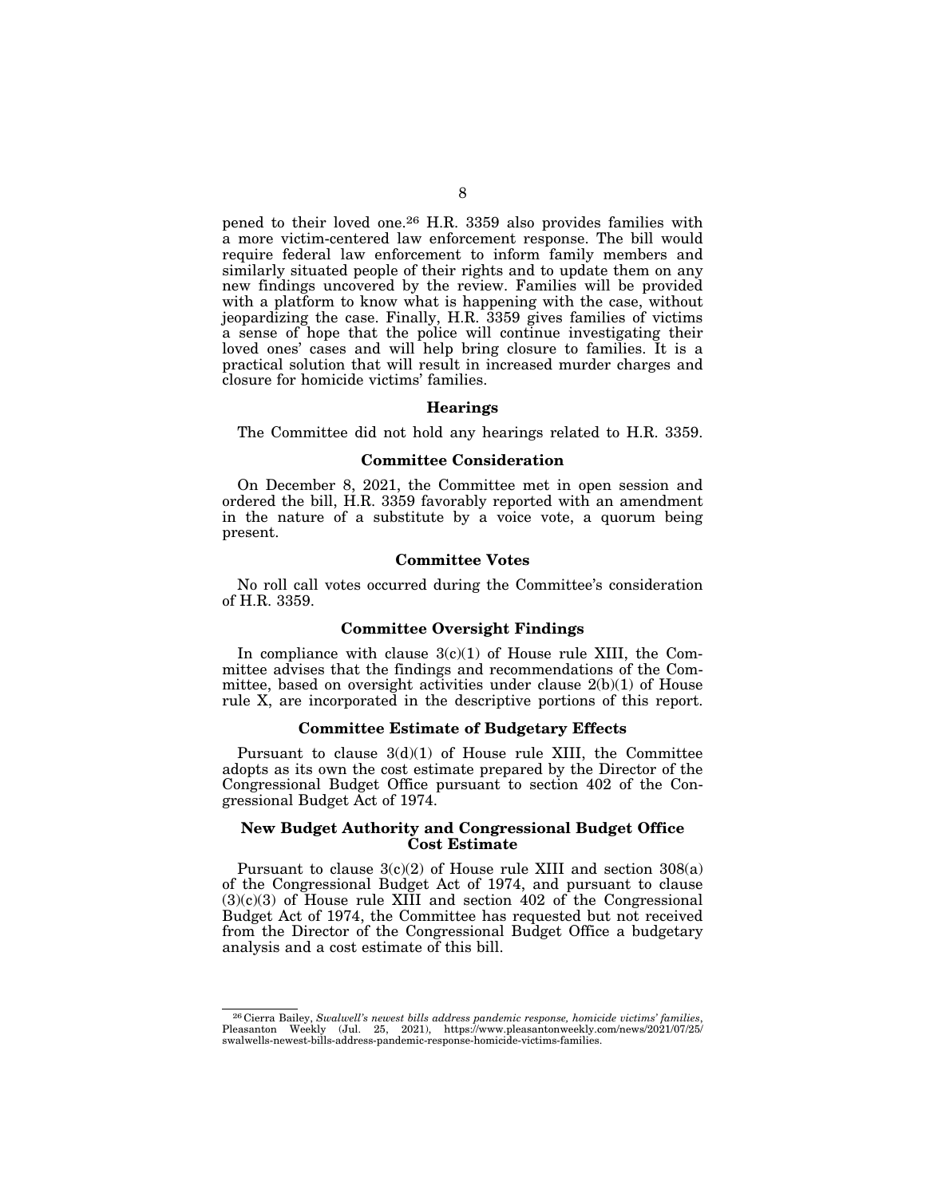pened to their loved one.[26] H.R. 3359 also provides families with a more victim-centered law enforcement response. The bill would require federal law enforcement to inform family members and similarly situated people of their rights and to update them on any new findings uncovered by the review. Families will be provided with a platform to know what is happening with the case, without jeopardizing the case. Finally, H.R. 3359 gives families of victims a sense of hope that the police will continue investigating their loved ones' cases and will help bring closure to families. It is a practical solution that will result in increased murder charges and closure for homicide victims' families.

## Hearings

The Committee did not hold any hearings related to H.R. 3359.

## Committee Consideration

On December 8, 2021, the Committee met in open session and ordered the bill, H.R. 3359 favorably reported with an amendment in the nature of a substitute by a voice vote, a quorum being present.

## Committee Votes

No roll call votes occurred during the Committee's consideration of H.R. 3359.

## Committee Oversight Findings

In compliance with clause 3(c)(1) of House rule XIII, the Committee advises that the findings and recommendations of the Committee, based on oversight activities under clause 2(b)(1) of House rule X, are incorporated in the descriptive portions of this report.

## Committee Estimate of Budgetary Effects

Pursuant to clause 3(d)(1) of House rule XIII, the Committee adopts as its own the cost estimate prepared by the Director of the Congressional Budget Office pursuant to section 402 of the Congressional Budget Act of 1974.

## New Budget Authority and Congressional Budget Office Cost Estimate

Pursuant to clause 3(c)(2) of House rule XIII and section 308(a) of the Congressional Budget Act of 1974, and pursuant to clause (3)(c)(3) of House rule XIII and section 402 of the Congressional Budget Act of 1974, the Committee has requested but not received from the Director of the Congressional Budget Office a budgetary analysis and a cost estimate of this bill.

---

[26] Cierra Bailey, *Swalwell's newest bills address pandemic response, homicide victims' families*, Pleasanton Weekly (Jul. 25, 2021), https://www.pleasantonweekly.com/news/2021/07/25/swalwells-newest-bills-address-pandemic-response-homicide-victims-families.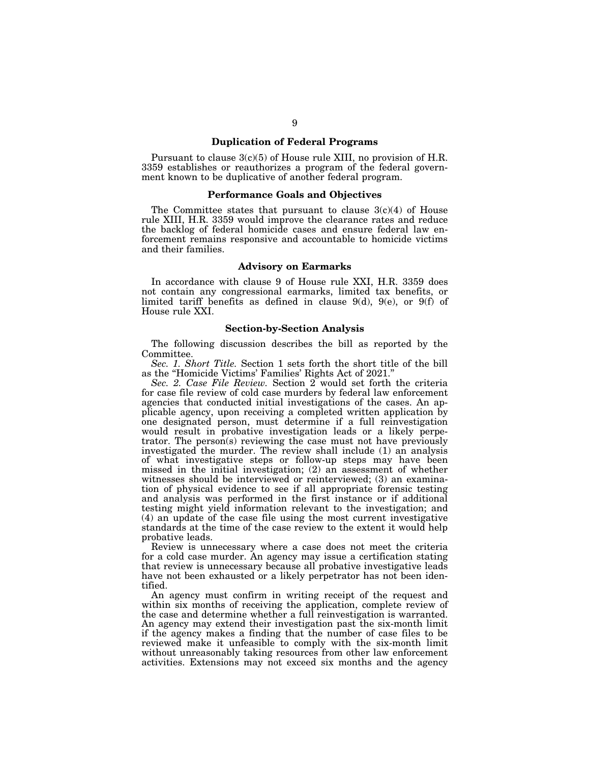## Duplication of Federal Programs

Pursuant to clause 3(c)(5) of House rule XIII, no provision of H.R. 3359 establishes or reauthorizes a program of the federal government known to be duplicative of another federal program.

## Performance Goals and Objectives

The Committee states that pursuant to clause 3(c)(4) of House rule XIII, H.R. 3359 would improve the clearance rates and reduce the backlog of federal homicide cases and ensure federal law enforcement remains responsive and accountable to homicide victims and their families.

## Advisory on Earmarks

In accordance with clause 9 of House rule XXI, H.R. 3359 does not contain any congressional earmarks, limited tax benefits, or limited tariff benefits as defined in clause 9(d), 9(e), or 9(f) of House rule XXI.

## Section-by-Section Analysis

The following discussion describes the bill as reported by the Committee.

*Sec. 1. Short Title.* Section 1 sets forth the short title of the bill as the "Homicide Victims' Families' Rights Act of 2021."

*Sec. 2. Case File Review.* Section 2 would set forth the criteria for case file review of cold case murders by federal law enforcement agencies that conducted initial investigations of the cases. An applicable agency, upon receiving a completed written application by one designated person, must determine if a full reinvestigation would result in probative investigation leads or a likely perpetrator. The person(s) reviewing the case must not have previously investigated the murder. The review shall include (1) an analysis of what investigative steps or follow-up steps may have been missed in the initial investigation; (2) an assessment of whether witnesses should be interviewed or reinterviewed; (3) an examination of physical evidence to see if all appropriate forensic testing and analysis was performed in the first instance or if additional testing might yield information relevant to the investigation; and (4) an update of the case file using the most current investigative standards at the time of the case review to the extent it would help probative leads.

Review is unnecessary where a case does not meet the criteria for a cold case murder. An agency may issue a certification stating that review is unnecessary because all probative investigative leads have not been exhausted or a likely perpetrator has not been identified.

An agency must confirm in writing receipt of the request and within six months of receiving the application, complete review of the case and determine whether a full reinvestigation is warranted. An agency may extend their investigation past the six-month limit if the agency makes a finding that the number of case files to be reviewed make it unfeasible to comply with the six-month limit without unreasonably taking resources from other law enforcement activities. Extensions may not exceed six months and the agency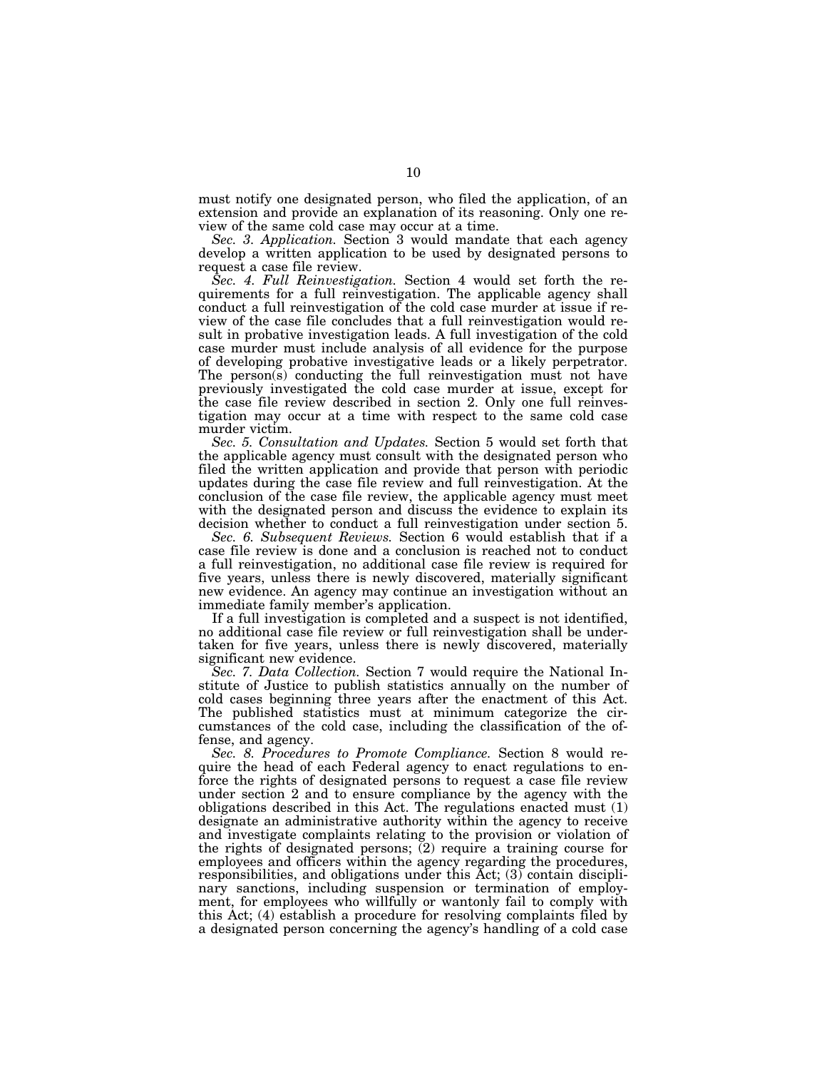must notify one designated person, who filed the application, of an extension and provide an explanation of its reasoning. Only one review of the same cold case may occur at a time.

*Sec. 3. Application.* Section 3 would mandate that each agency develop a written application to be used by designated persons to request a case file review.

*Sec. 4. Full Reinvestigation.* Section 4 would set forth the requirements for a full reinvestigation. The applicable agency shall conduct a full reinvestigation of the cold case murder at issue if review of the case file concludes that a full reinvestigation would result in probative investigation leads. A full investigation of the cold case murder must include analysis of all evidence for the purpose of developing probative investigative leads or a likely perpetrator. The person(s) conducting the full reinvestigation must not have previously investigated the cold case murder at issue, except for the case file review described in section 2. Only one full reinvestigation may occur at a time with respect to the same cold case murder victim.

*Sec. 5. Consultation and Updates.* Section 5 would set forth that the applicable agency must consult with the designated person who filed the written application and provide that person with periodic updates during the case file review and full reinvestigation. At the conclusion of the case file review, the applicable agency must meet with the designated person and discuss the evidence to explain its decision whether to conduct a full reinvestigation under section 5.

*Sec. 6. Subsequent Reviews.* Section 6 would establish that if a case file review is done and a conclusion is reached not to conduct a full reinvestigation, no additional case file review is required for five years, unless there is newly discovered, materially significant new evidence. An agency may continue an investigation without an immediate family member's application.

If a full investigation is completed and a suspect is not identified, no additional case file review or full reinvestigation shall be undertaken for five years, unless there is newly discovered, materially significant new evidence.

*Sec. 7. Data Collection.* Section 7 would require the National Institute of Justice to publish statistics annually on the number of cold cases beginning three years after the enactment of this Act. The published statistics must at minimum categorize the circumstances of the cold case, including the classification of the offense, and agency.

*Sec. 8. Procedures to Promote Compliance.* Section 8 would require the head of each Federal agency to enact regulations to enforce the rights of designated persons to request a case file review under section 2 and to ensure compliance by the agency with the obligations described in this Act. The regulations enacted must (1) designate an administrative authority within the agency to receive and investigate complaints relating to the provision or violation of the rights of designated persons; (2) require a training course for employees and officers within the agency regarding the procedures, responsibilities, and obligations under this Act; (3) contain disciplinary sanctions, including suspension or termination of employment, for employees who willfully or wantonly fail to comply with this Act; (4) establish a procedure for resolving complaints filed by a designated person concerning the agency's handling of a cold case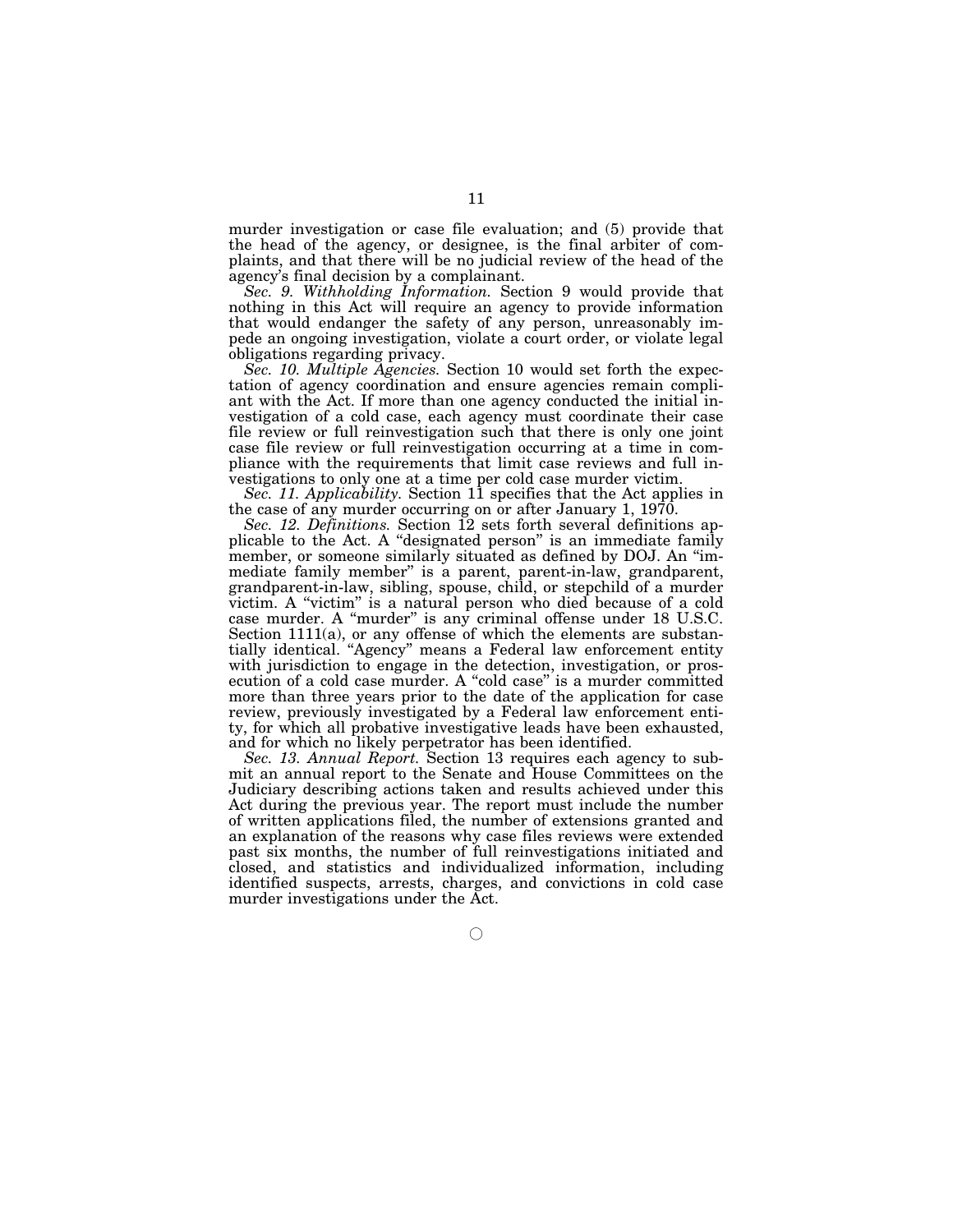murder investigation or case file evaluation; and (5) provide that the head of the agency, or designee, is the final arbiter of complaints, and that there will be no judicial review of the head of the agency's final decision by a complainant.

*Sec. 9. Withholding Information.* Section 9 would provide that nothing in this Act will require an agency to provide information that would endanger the safety of any person, unreasonably impede an ongoing investigation, violate a court order, or violate legal obligations regarding privacy.

*Sec. 10. Multiple Agencies.* Section 10 would set forth the expectation of agency coordination and ensure agencies remain compliant with the Act. If more than one agency conducted the initial investigation of a cold case, each agency must coordinate their case file review or full reinvestigation such that there is only one joint case file review or full reinvestigation occurring at a time in compliance with the requirements that limit case reviews and full investigations to only one at a time per cold case murder victim.

*Sec. 11. Applicability.* Section 11 specifies that the Act applies in the case of any murder occurring on or after January 1, 1970.

*Sec. 12. Definitions.* Section 12 sets forth several definitions applicable to the Act. A "designated person" is an immediate family member, or someone similarly situated as defined by DOJ. An "immediate family member" is a parent, parent-in-law, grandparent, grandparent-in-law, sibling, spouse, child, or stepchild of a murder victim. A "victim" is a natural person who died because of a cold case murder. A "murder" is any criminal offense under 18 U.S.C. Section 1111(a), or any offense of which the elements are substantially identical. "Agency" means a Federal law enforcement entity with jurisdiction to engage in the detection, investigation, or prosecution of a cold case murder. A "cold case" is a murder committed more than three years prior to the date of the application for case review, previously investigated by a Federal law enforcement entity, for which all probative investigative leads have been exhausted, and for which no likely perpetrator has been identified.

*Sec. 13. Annual Report.* Section 13 requires each agency to submit an annual report to the Senate and House Committees on the Judiciary describing actions taken and results achieved under this Act during the previous year. The report must include the number of written applications filed, the number of extensions granted and an explanation of the reasons why case files reviews were extended past six months, the number of full reinvestigations initiated and closed, and statistics and individualized information, including identified suspects, arrests, charges, and convictions in cold case murder investigations under the Act.

○